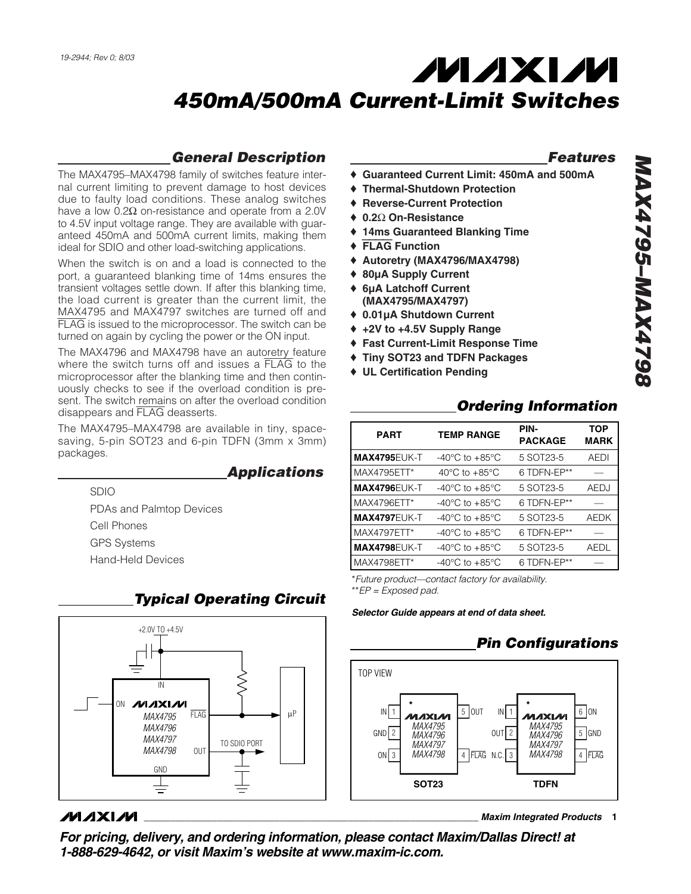# 450mA/500mA Current-Limit Switches

## MAX4795–MAX4798

## General Description

The MAX4795–MAX4798 family of switches feature internal current limiting to prevent damage to host devices due to faulty load conditions. These analog switches have a low 0.2Ω on-resistance and operate from a 2.0V to 4.5V input voltage range. They are available with guaranteed 450mA and 500mA current limits, making them ideal for SDIO and other load-switching applications.

When the switch is on and a load is connected to the port, a guaranteed blanking time of 14ms ensures the transient voltages settle down. If after this blanking time, the load current is greater than the current limit, the MAX4795 and MAX4797 switches are turned off and FLAG is issued to the microprocessor. The switch can be turned on again by cycling the power or the ON input.

The MAX4796 and MAX4798 have an autoretry feature where the switch turns off and issues a FLAG to the microprocessor after the blanking time and then continuously checks to see if the overload condition is present. The switch remains on after the overload condition disappears and FLAG deasserts.

The MAX4795–MAX4798 are available in tiny, space-saving, 5-pin SOT23 and 6-pin TDFN (3mm x 3mm) packages.

## Applications

SDIO

PDAs and Palmtop Devices

Cell Phones

GPS Systems

Hand-Held Devices

## Typical Operating Circuit

+2.0V TO +4.5V — IN; ON; MAX4795 / MAX4796 / MAX4797 / MAX4798; FLAG → µP; OUT → TO SDIO PORT; GND

## Features

- ♦ Guaranteed Current Limit: 450mA and 500mA
- ♦ Thermal-Shutdown Protection
- ♦ Reverse-Current Protection
- ♦ 0.2Ω On-Resistance
- ♦ 14ms Guaranteed Blanking Time
- ♦ FLAG Function
- ♦ Autoretry (MAX4796/MAX4798)
- ♦ 80µA Supply Current
- ♦ 6µA Latchoff Current (MAX4795/MAX4797)
- ♦ 0.01µA Shutdown Current
- ♦ +2V to +4.5V Supply Range
- ♦ Fast Current-Limit Response Time
- ♦ Tiny SOT23 and TDFN Packages
- ♦ UL Certification Pending

## Ordering Information

| PART | TEMP RANGE | PIN-PACKAGE | TOP MARK |
|---|---|---|---|
| **MAX4795**EUK-T | -40°C to +85°C | 5 SOT23-5 | AEDI |
| MAX4795ETT* | 40°C to +85°C | 6 TDFN-EP** | — |
| **MAX4796**EUK-T | -40°C to +85°C | 5 SOT23-5 | AEDJ |
| MAX4796ETT* | -40°C to +85°C | 6 TDFN-EP** | — |
| **MAX4797**EUK-T | -40°C to +85°C | 5 SOT23-5 | AEDK |
| MAX4797ETT* | -40°C to +85°C | 6 TDFN-EP** | — |
| **MAX4798**EUK-T | -40°C to +85°C | 5 SOT23-5 | AEDL |
| MAX4798ETT* | -40°C to +85°C | 6 TDFN-EP** | — |

*Future product—contact factory for availability.
**EP = Exposed pad.

***Selector Guide appears at end of data sheet.***

## Pin Configurations

TOP VIEW

SOT23 (MAX4795/MAX4796/MAX4797/MAX4798): 1 IN, 2 GND, 3 ON, 4 FLAG, 5 OUT

TDFN (MAX4795/MAX4796/MAX4797/MAX4798): 1 IN, 2 OUT, 3 N.C., 4 FLAG, 5 GND, 6 ON

***For pricing, delivery, and ordering information, please contact Maxim/Dallas Direct! at 1-888-629-4642, or visit Maxim's website at www.maxim-ic.com.***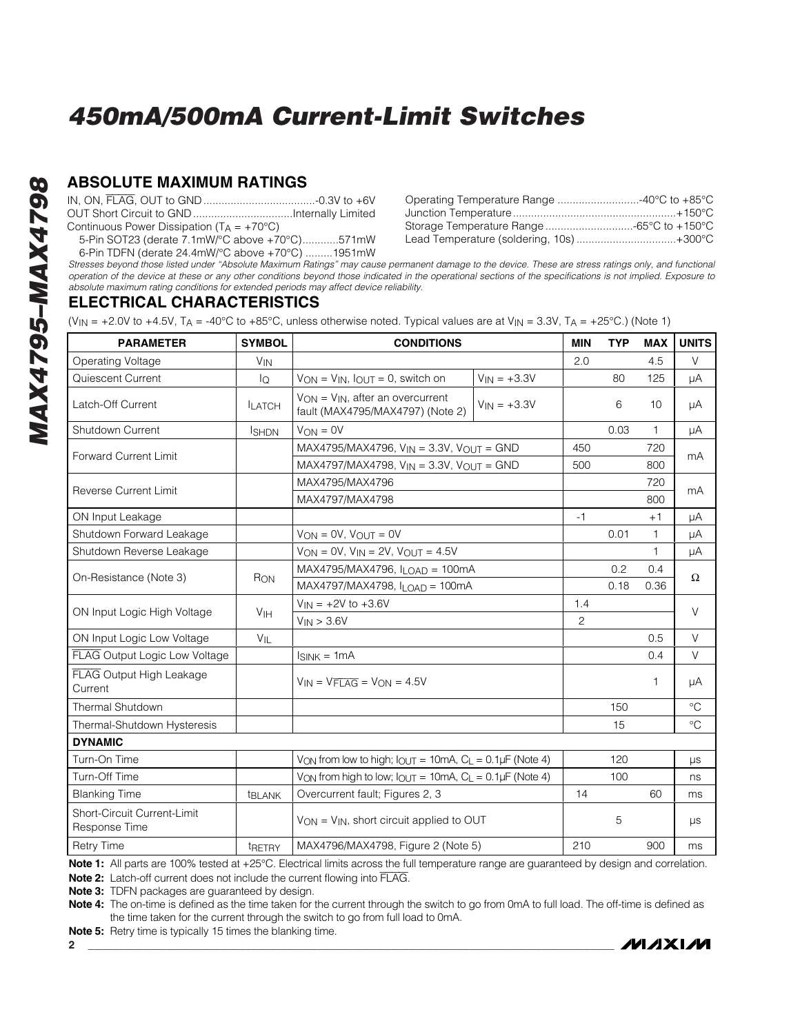## ABSOLUTE MAXIMUM RATINGS

IN, ON, $\overline{FLAG}$, OUT to GND ....................................-0.3V to +6V
OUT Short Circuit to GND .................................Internally Limited
Continuous Power Dissipation ($T_A$ = +70°C)
5-Pin SOT23 (derate 7.1mW/°C above +70°C)............571mW
6-Pin TDFN (derate 24.4mW/°C above +70°C) .........1951mW

Operating Temperature Range ...........................-40°C to +85°C
Junction Temperature.....................................................+150°C
Storage Temperature Range .............................-65°C to +150°C
Lead Temperature (soldering, 10s) .................................+300°C

*Stresses beyond those listed under "Absolute Maximum Ratings" may cause permanent damage to the device. These are stress ratings only, and functional operation of the device at these or any other conditions beyond those indicated in the operational sections of the specifications is not implied. Exposure to absolute maximum rating conditions for extended periods may affect device reliability.*

## ELECTRICAL CHARACTERISTICS

($V_{IN}$ = +2.0V to +4.5V, $T_A$ = -40°C to +85°C, unless otherwise noted. Typical values are at $V_{IN}$ = 3.3V, $T_A$ = +25°C.) (Note 1)

| PARAMETER | SYMBOL | CONDITIONS | | MIN | TYP | MAX | UNITS |
|---|---|---|---|---|---|---|---|
| Operating Voltage | $V_{IN}$ | | | 2.0 | | 4.5 | V |
| Quiescent Current | $I_Q$ | $V_{ON}$ = $V_{IN}$, $I_{OUT}$ = 0, switch on | $V_{IN}$ = +3.3V | | 80 | 125 | µA |
| Latch-Off Current | $I_{LATCH}$ | $V_{ON}$ = $V_{IN}$, after an overcurrent fault (MAX4795/MAX4797) (Note 2) | $V_{IN}$ = +3.3V | | 6 | 10 | µA |
| Shutdown Current | $I_{SHDN}$ | $V_{ON}$ = 0V | | | 0.03 | 1 | µA |
| Forward Current Limit | | MAX4795/MAX4796, $V_{IN}$ = 3.3V, $V_{OUT}$ = GND | | 450 | | 720 | mA |
| | | MAX4797/MAX4798, $V_{IN}$ = 3.3V, $V_{OUT}$ = GND | | 500 | | 800 | |
| Reverse Current Limit | | MAX4795/MAX4796 | | | | 720 | mA |
| | | MAX4797/MAX4798 | | | | 800 | |
| ON Input Leakage | | | | -1 | | +1 | µA |
| Shutdown Forward Leakage | | $V_{ON}$ = 0V, $V_{OUT}$ = 0V | | | 0.01 | 1 | µA |
| Shutdown Reverse Leakage | | $V_{ON}$ = 0V, $V_{IN}$ = 2V, $V_{OUT}$ = 4.5V | | | | 1 | µA |
| On-Resistance (Note 3) | $R_{ON}$ | MAX4795/MAX4796, $I_{LOAD}$ = 100mA | | | 0.2 | 0.4 | Ω |
| | | MAX4797/MAX4798, $I_{LOAD}$ = 100mA | | | 0.18 | 0.36 | |
| ON Input Logic High Voltage | $V_{IH}$ | $V_{IN}$ = +2V to +3.6V | | 1.4 | | | V |
| | | $V_{IN}$ > 3.6V | | 2 | | | |
| ON Input Logic Low Voltage | $V_{IL}$ | | | | | 0.5 | V |
| $\overline{FLAG}$ Output Logic Low Voltage | | $I_{SINK}$ = 1mA | | | | 0.4 | V |
| $\overline{FLAG}$ Output High Leakage Current | | $V_{IN}$ = $V_{\overline{FLAG}}$ = $V_{ON}$ = 4.5V | | | | 1 | µA |
| Thermal Shutdown | | | | | 150 | | °C |
| Thermal-Shutdown Hysteresis | | | | | 15 | | °C |
| **DYNAMIC** | | | | | | | |
| Turn-On Time | | $V_{ON}$ from low to high; $I_{OUT}$ = 10mA, $C_L$ = 0.1µF (Note 4) | | | 120 | | µs |
| Turn-Off Time | | $V_{ON}$ from high to low; $I_{OUT}$ = 10mA, $C_L$ = 0.1µF (Note 4) | | | 100 | | ns |
| Blanking Time | $t_{BLANK}$ | Overcurrent fault; Figures 2, 3 | | 14 | | 60 | ms |
| Short-Circuit Current-Limit Response Time | | $V_{ON}$ = $V_{IN}$, short circuit applied to OUT | | | 5 | | µs |
| Retry Time | $t_{RETRY}$ | MAX4796/MAX4798, Figure 2 (Note 5) | | 210 | | 900 | ms |

**Note 1:** All parts are 100% tested at +25°C. Electrical limits across the full temperature range are guaranteed by design and correlation.

**Note 2:** Latch-off current does not include the current flowing into $\overline{FLAG}$.

**Note 3:** TDFN packages are guaranteed by design.

**Note 4:** The on-time is defined as the time taken for the current through the switch to go from 0mA to full load. The off-time is defined as the time taken for the current through the switch to go from full load to 0mA.

**Note 5:** Retry time is typically 15 times the blanking time.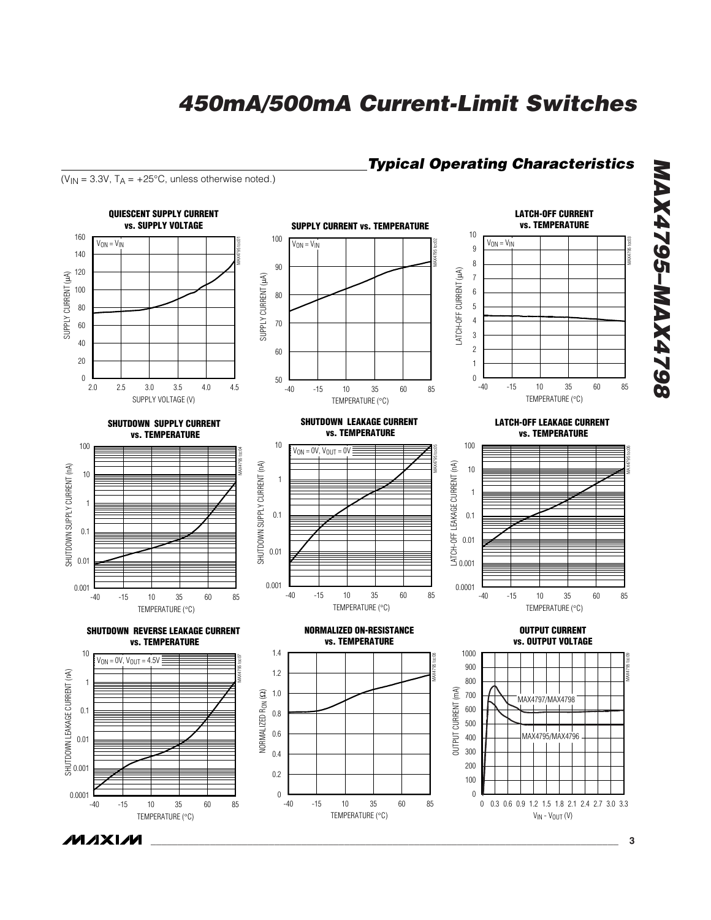## Typical Operating Characteristics

($V_{IN}$ = 3.3V, $T_A$ = +25°C, unless otherwise noted.)

**QUIESCENT SUPPLY CURRENT vs. SUPPLY VOLTAGE**

$V_{ON} = V_{IN}$

SUPPLY CURRENT (µA) vs. SUPPLY VOLTAGE (V)

**SUPPLY CURRENT vs. TEMPERATURE**

$V_{ON} = V_{IN}$

SUPPLY CURRENT (µA) vs. TEMPERATURE (°C)

**LATCH-OFF CURRENT vs. TEMPERATURE**

$V_{ON} = V_{IN}$

LATCH-OFF CURRENT (µA) vs. TEMPERATURE (°C)

**SHUTDOWN SUPPLY CURRENT vs. TEMPERATURE**

SHUTDOWN SUPPLY CURRENT (nA) vs. TEMPERATURE (°C)

**SHUTDOWN LEAKAGE CURRENT vs. TEMPERATURE**

$V_{ON}$ = 0V, $V_{OUT}$ = 0V

SHUTDOWN SUPPLY CURRENT (nA) vs. TEMPERATURE (°C)

**LATCH-OFF LEAKAGE CURRENT vs. TEMPERATURE**

LATCH-OFF LEAKAGE CURRENT (nA) vs. TEMPERATURE (°C)

**SHUTDOWN REVERSE LEAKAGE CURRENT vs. TEMPERATURE**

$V_{ON}$ = 0V, $V_{OUT}$ = 4.5V

SHUTDOWN LEAKAGE CURRENT (nA) vs. TEMPERATURE (°C)

**NORMALIZED ON-RESISTANCE vs. TEMPERATURE**

NORMALIZED $R_{ON}$ (Ω) vs. TEMPERATURE (°C)

**OUTPUT CURRENT vs. OUTPUT VOLTAGE**

MAX4797/MAX4798

MAX4795/MAX4796

OUTPUT CURRENT (mA) vs. $V_{IN} - V_{OUT}$ (V)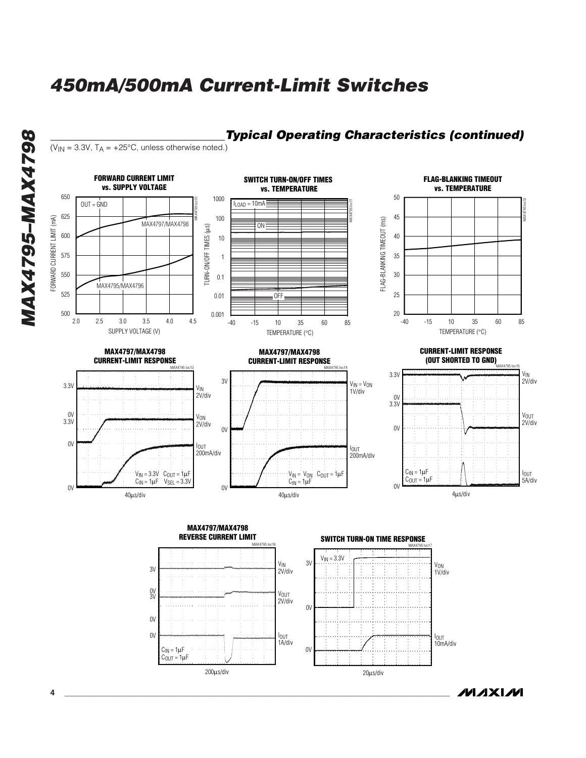## Typical Operating Characteristics (continued)

($V_{IN}$ = 3.3V, $T_A$ = +25°C, unless otherwise noted.)

**FORWARD CURRENT LIMIT vs. SUPPLY VOLTAGE**

MAX4795 toc10

OUT = GND

MAX4797/MAX4798

MAX4795/MAX4796

FORWARD CURRENT LIMIT (mA): 500, 525, 550, 575, 600, 625, 650

SUPPLY VOLTAGE (V): 2.0, 2.5, 3.0, 3.5, 4.0, 4.5

**SWITCH TURN-ON/OFF TIMES vs. TEMPERATURE**

MAX4795 toc11

$I_{LOAD}$ = 10mA

ON

OFF

TURN-ON/OFF TIMES (µs): 0.001, 0.01, 0.1, 1, 10, 100, 1000

TEMPERATURE (°C): -40, -15, 10, 35, 60, 85

**FLAG-BLANKING TIMEOUT vs. TEMPERATURE**

MAX4795 toc12

FLAG-BLANKING TIMEOUT (ms): 20, 25, 30, 35, 40, 45, 50

TEMPERATURE (°C): -40, -15, 10, 35, 60, 85

**MAX4797/MAX4798 CURRENT-LIMIT RESPONSE**

MAX4795 toc13

$V_{IN}$ 2V/div (3.3V)

$V_{ON}$ 2V/div (0V / 3.3V)

$I_{OUT}$ 200mA/div (0V)

$V_{IN}$ = 3.3V $C_{OUT}$ = 1µF
$C_{IN}$ = 1µF $V_{SEL}$ = 3.3V

40µs/div

**MAX4797/MAX4798 CURRENT-LIMIT RESPONSE**

MAX4795 toc14

$V_{IN}$ = $V_{ON}$ 1V/div (3V, 0V)

$I_{OUT}$ 200mA/div (0V)

$V_{IN}$ = $V_{ON}$ $C_{OUT}$ = 1µF
$C_{IN}$ = 1µF

40µs/div

**CURRENT-LIMIT RESPONSE (OUT SHORTED TO GND)**

MAX4795 toc15

$V_{IN}$ 2V/div (3.3V)

$V_{OUT}$ 2V/div (0V / 3.3V)

$I_{OUT}$ 5A/div (0V)

$C_{IN}$ = 1µF
$C_{OUT}$ = 1µF

4µs/div

**MAX4797/MAX4798 REVERSE CURRENT LIMIT**

MAX4795 toc16

$V_{IN}$ 2V/div (3V)

$V_{OUT}$ 2V/div (0V / 3V)

$I_{OUT}$ 1A/div (0V, 0V)

$C_{IN}$ = 1µF
$C_{OUT}$ = 1µF

200µs/div

**SWITCH TURN-ON TIME RESPONSE**

MAX4795 toc17

$V_{IN}$ = 3.3V

$V_{ON}$ 1V/div (3V, 0V)

$I_{OUT}$ 10mA/div (0V)

20µs/div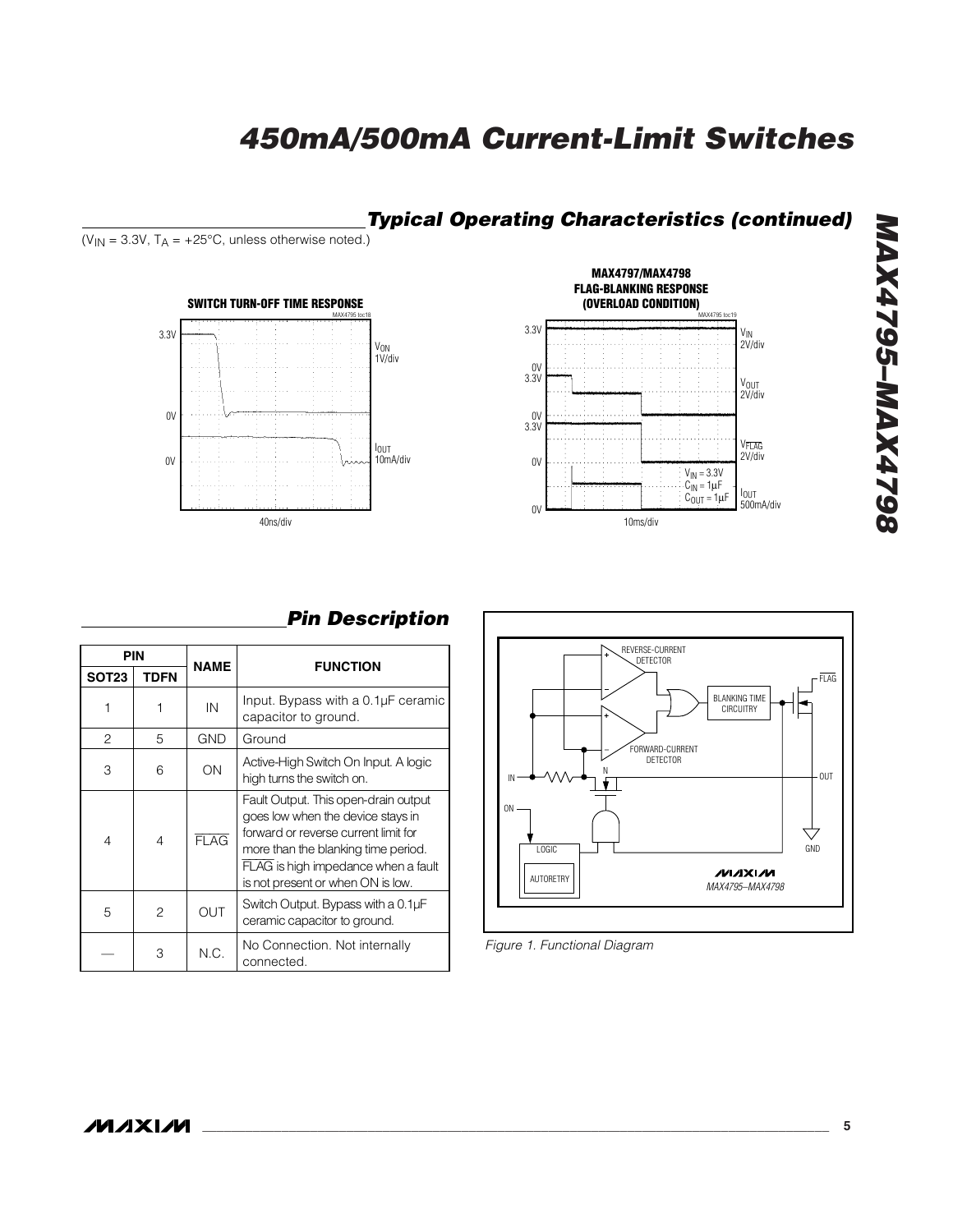## Typical Operating Characteristics (continued)

($V_{IN}$ = 3.3V, $T_A$ = +25°C, unless otherwise noted.)

SWITCH TURN-OFF TIME RESPONSE

MAX4797/MAX4798 FLAG-BLANKING RESPONSE (OVERLOAD CONDITION)

## Pin Description

| PIN | | NAME | FUNCTION |
|---|---|---|---|
| SOT23 | TDFN | | |
| 1 | 1 | IN | Input. Bypass with a 0.1µF ceramic capacitor to ground. |
| 2 | 5 | GND | Ground |
| 3 | 6 | ON | Active-High Switch On Input. A logic high turns the switch on. |
| 4 | 4 | $\overline{FLAG}$ | Fault Output. This open-drain output goes low when the device stays in forward or reverse current limit for more than the blanking time period. $\overline{FLAG}$ is high impedance when a fault is not present or when ON is low. |
| 5 | 2 | OUT | Switch Output. Bypass with a 0.1µF ceramic capacitor to ground. |
| — | 3 | N.C. | No Connection. Not internally connected. |

*Figure 1. Functional Diagram*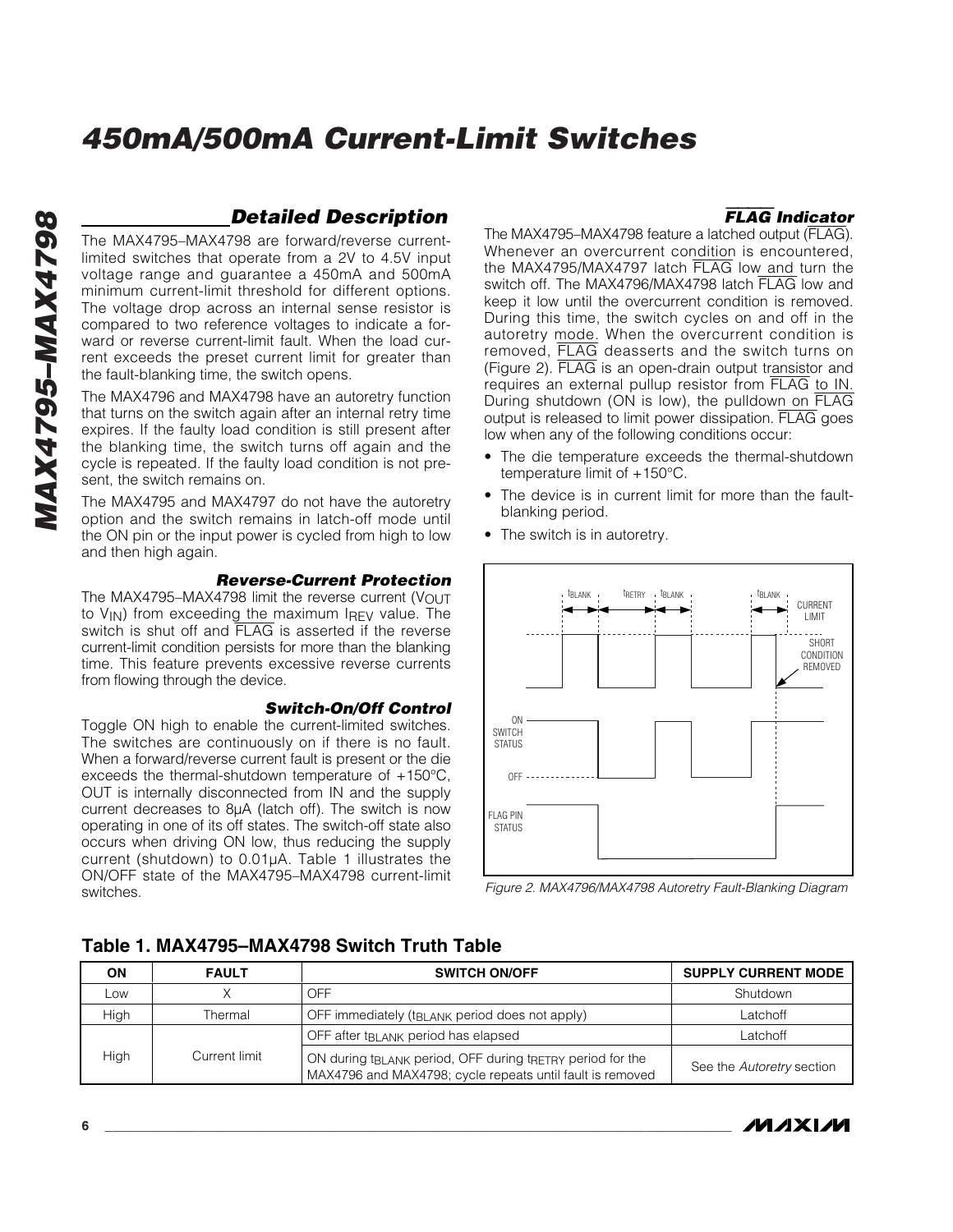## Detailed Description

The MAX4795–MAX4798 are forward/reverse current-limited switches that operate from a 2V to 4.5V input voltage range and guarantee a 450mA and 500mA minimum current-limit threshold for different options. The voltage drop across an internal sense resistor is compared to two reference voltages to indicate a forward or reverse current-limit fault. When the load current exceeds the preset current limit for greater than the fault-blanking time, the switch opens.

The MAX4796 and MAX4798 have an autoretry function that turns on the switch again after an internal retry time expires. If the faulty load condition is still present after the blanking time, the switch turns off again and the cycle is repeated. If the faulty load condition is not present, the switch remains on.

The MAX4795 and MAX4797 do not have the autoretry option and the switch remains in latch-off mode until the ON pin or the input power is cycled from high to low and then high again.

### Reverse-Current Protection

The MAX4795–MAX4798 limit the reverse current ($V_{OUT}$ to $V_{IN}$) from exceeding the maximum $I_{REV}$ value. The switch is shut off and FLAG is asserted if the reverse current-limit condition persists for more than the blanking time. This feature prevents excessive reverse currents from flowing through the device.

### Switch-On/Off Control

Toggle ON high to enable the current-limited switches. The switches are continuously on if there is no fault. When a forward/reverse current fault is present or the die exceeds the thermal-shutdown temperature of +150°C, OUT is internally disconnected from IN and the supply current decreases to 8µA (latch off). The switch is now operating in one of its off states. The switch-off state also occurs when driving ON low, thus reducing the supply current (shutdown) to 0.01µA. Table 1 illustrates the ON/OFF state of the MAX4795–MAX4798 current-limit switches.

### FLAG Indicator

The MAX4795–MAX4798 feature a latched output (FLAG). Whenever an overcurrent condition is encountered, the MAX4795/MAX4797 latch FLAG low and turn the switch off. The MAX4796/MAX4798 latch FLAG low and keep it low until the overcurrent condition is removed. During this time, the switch cycles on and off in the autoretry mode. When the overcurrent condition is removed, FLAG deasserts and the switch turns on (Figure 2). FLAG is an open-drain output transistor and requires an external pullup resistor from FLAG to IN. During shutdown (ON is low), the pulldown on FLAG output is released to limit power dissipation. FLAG goes low when any of the following conditions occur:

- The die temperature exceeds the thermal-shutdown temperature limit of +150°C.
- The device is in current limit for more than the fault-blanking period.
- The switch is in autoretry.

Figure 2. MAX4796/MAX4798 Autoretry Fault-Blanking Diagram

### Table 1. MAX4795–MAX4798 Switch Truth Table

| ON | FAULT | SWITCH ON/OFF | SUPPLY CURRENT MODE |
|---|---|---|---|
| Low | X | OFF | Shutdown |
| High | Thermal | OFF immediately ($t_{BLANK}$ period does not apply) | Latchoff |
| High | Current limit | OFF after $t_{BLANK}$ period has elapsed | Latchoff |
| | | ON during $t_{BLANK}$ period, OFF during $t_{RETRY}$ period for the MAX4796 and MAX4798; cycle repeats until fault is removed | See the *Autoretry* section |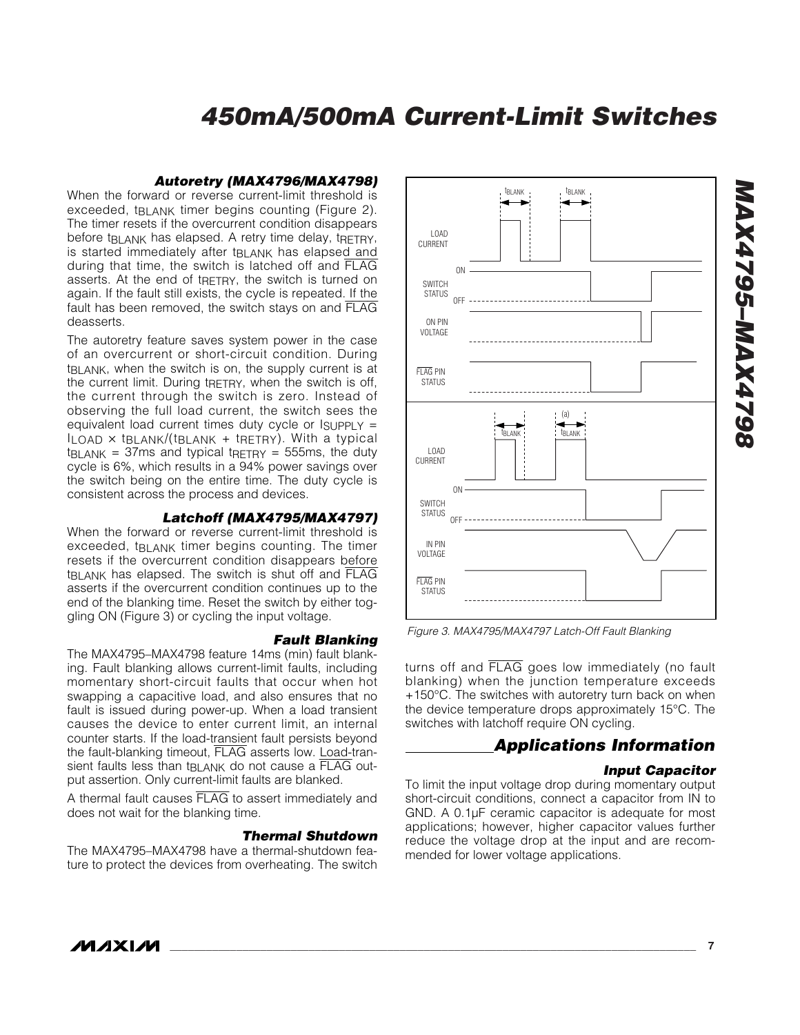### Autoretry (MAX4796/MAX4798)

When the forward or reverse current-limit threshold is exceeded, $t_{BLANK}$ timer begins counting (Figure 2). The timer resets if the overcurrent condition disappears before $t_{BLANK}$ has elapsed. A retry time delay, $t_{RETRY}$, is started immediately after $t_{BLANK}$ has elapsed and during that time, the switch is latched off and $\overline{FLAG}$ asserts. At the end of $t_{RETRY}$, the switch is turned on again. If the fault still exists, the cycle is repeated. If the fault has been removed, the switch stays on and $\overline{FLAG}$ deasserts.

The autoretry feature saves system power in the case of an overcurrent or short-circuit condition. During $t_{BLANK}$, when the switch is on, the supply current is at the current limit. During $t_{RETRY}$, when the switch is off, the current through the switch is zero. Instead of observing the full load current, the switch sees the equivalent load current times duty cycle or $I_{SUPPLY} = I_{LOAD} \times t_{BLANK}/(t_{BLANK} + t_{RETRY})$. With a typical $t_{BLANK}$ = 37ms and typical $t_{RETRY}$ = 555ms, the duty cycle is 6%, which results in a 94% power savings over the switch being on the entire time. The duty cycle is consistent across the process and devices.

### Latchoff (MAX4795/MAX4797)

When the forward or reverse current-limit threshold is exceeded, $t_{BLANK}$ timer begins counting. The timer resets if the overcurrent condition disappears before $t_{BLANK}$ has elapsed. The switch is shut off and $\overline{FLAG}$ asserts if the overcurrent condition continues up to the end of the blanking time. Reset the switch by either toggling ON (Figure 3) or cycling the input voltage.

### Fault Blanking

The MAX4795–MAX4798 feature 14ms (min) fault blanking. Fault blanking allows current-limit faults, including momentary short-circuit faults that occur when hot swapping a capacitive load, and also ensures that no fault is issued during power-up. When a load transient causes the device to enter current limit, an internal counter starts. If the load-transient fault persists beyond the fault-blanking timeout, $\overline{FLAG}$ asserts low. Load-transient faults less than $t_{BLANK}$ do not cause a $\overline{FLAG}$ output assertion. Only current-limit faults are blanked.

A thermal fault causes $\overline{FLAG}$ to assert immediately and does not wait for the blanking time.

### Thermal Shutdown

The MAX4795–MAX4798 have a thermal-shutdown feature to protect the devices from overheating. The switch turns off and $\overline{FLAG}$ goes low immediately (no fault blanking) when the junction temperature exceeds +150°C. The switches with autoretry turn back on when the device temperature drops approximately 15°C. The switches with latchoff require ON cycling.

Figure 3. MAX4795/MAX4797 Latch-Off Fault Blanking

## Applications Information

### Input Capacitor

To limit the input voltage drop during momentary output short-circuit conditions, connect a capacitor from IN to GND. A 0.1µF ceramic capacitor is adequate for most applications; however, higher capacitor values further reduce the voltage drop at the input and are recommended for lower voltage applications.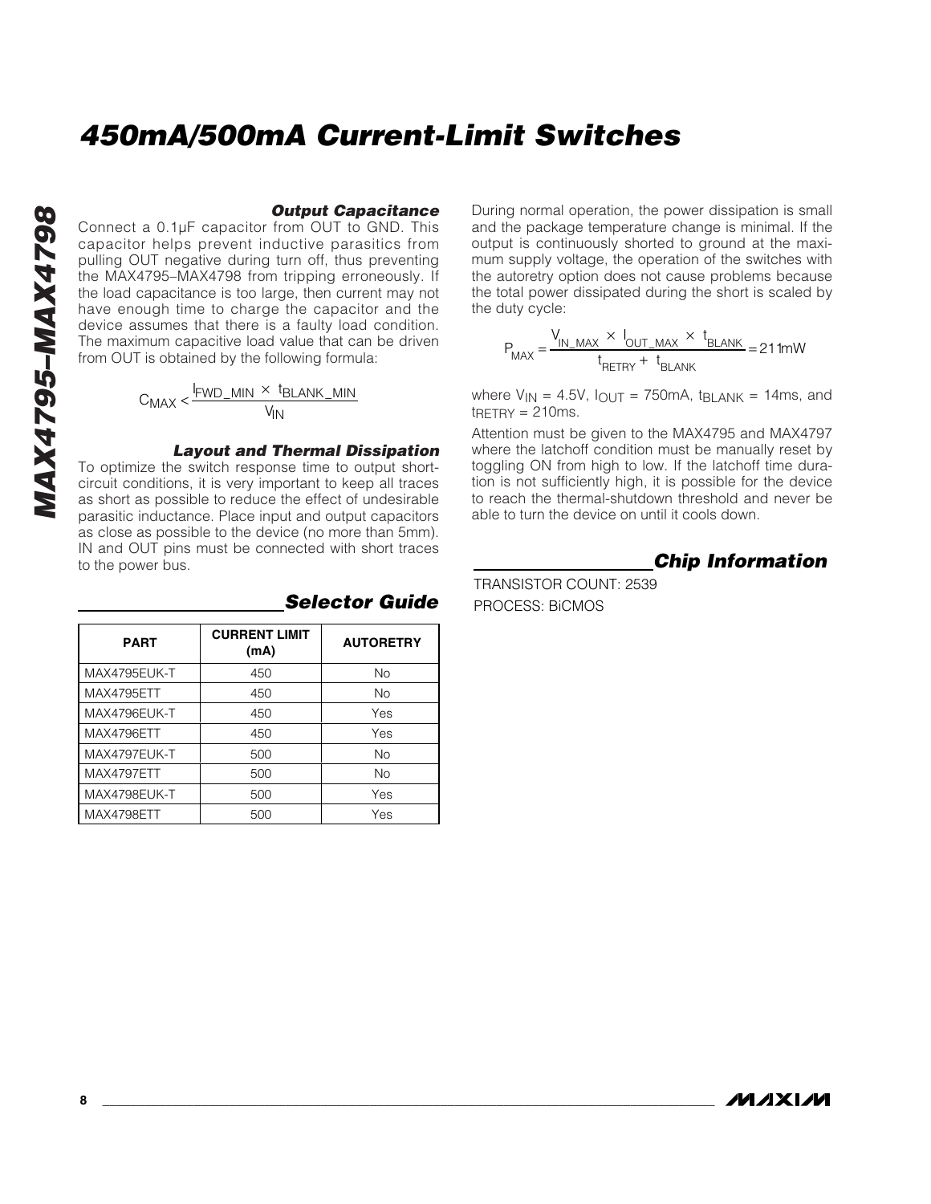### Output Capacitance

Connect a 0.1µF capacitor from OUT to GND. This capacitor helps prevent inductive parasitics from pulling OUT negative during turn off, thus preventing the MAX4795–MAX4798 from tripping erroneously. If the load capacitance is too large, then current may not have enough time to charge the capacitor and the device assumes that there is a faulty load condition. The maximum capacitive load value that can be driven from OUT is obtained by the following formula:

$$C_{MAX} < \frac{I_{FWD\_MIN} \times t_{BLANK\_MIN}}{V_{IN}}$$

### Layout and Thermal Dissipation

To optimize the switch response time to output short-circuit conditions, it is very important to keep all traces as short as possible to reduce the effect of undesirable parasitic inductance. Place input and output capacitors as close as possible to the device (no more than 5mm). IN and OUT pins must be connected with short traces to the power bus.

During normal operation, the power dissipation is small and the package temperature change is minimal. If the output is continuously shorted to ground at the maximum supply voltage, the operation of the switches with the autoretry option does not cause problems because the total power dissipated during the short is scaled by the duty cycle:

$$P_{MAX} = \frac{V_{IN\_MAX} \times I_{OUT\_MAX} \times t_{BLANK}}{t_{RETRY} + t_{BLANK}} = 211mW$$

where $V_{IN}$ = 4.5V, $I_{OUT}$ = 750mA, $t_{BLANK}$ = 14ms, and $t_{RETRY}$ = 210ms.

Attention must be given to the MAX4795 and MAX4797 where the latchoff condition must be manually reset by toggling ON from high to low. If the latchoff time duration is not sufficiently high, it is possible for the device to reach the thermal-shutdown threshold and never be able to turn the device on until it cools down.

## Selector Guide

| PART | CURRENT LIMIT (mA) | AUTORETRY |
|---|---|---|
| MAX4795EUK-T | 450 | No |
| MAX4795ETT | 450 | No |
| MAX4796EUK-T | 450 | Yes |
| MAX4796ETT | 450 | Yes |
| MAX4797EUK-T | 500 | No |
| MAX4797ETT | 500 | No |
| MAX4798EUK-T | 500 | Yes |
| MAX4798ETT | 500 | Yes |

## Chip Information

TRANSISTOR COUNT: 2539

PROCESS: BiCMOS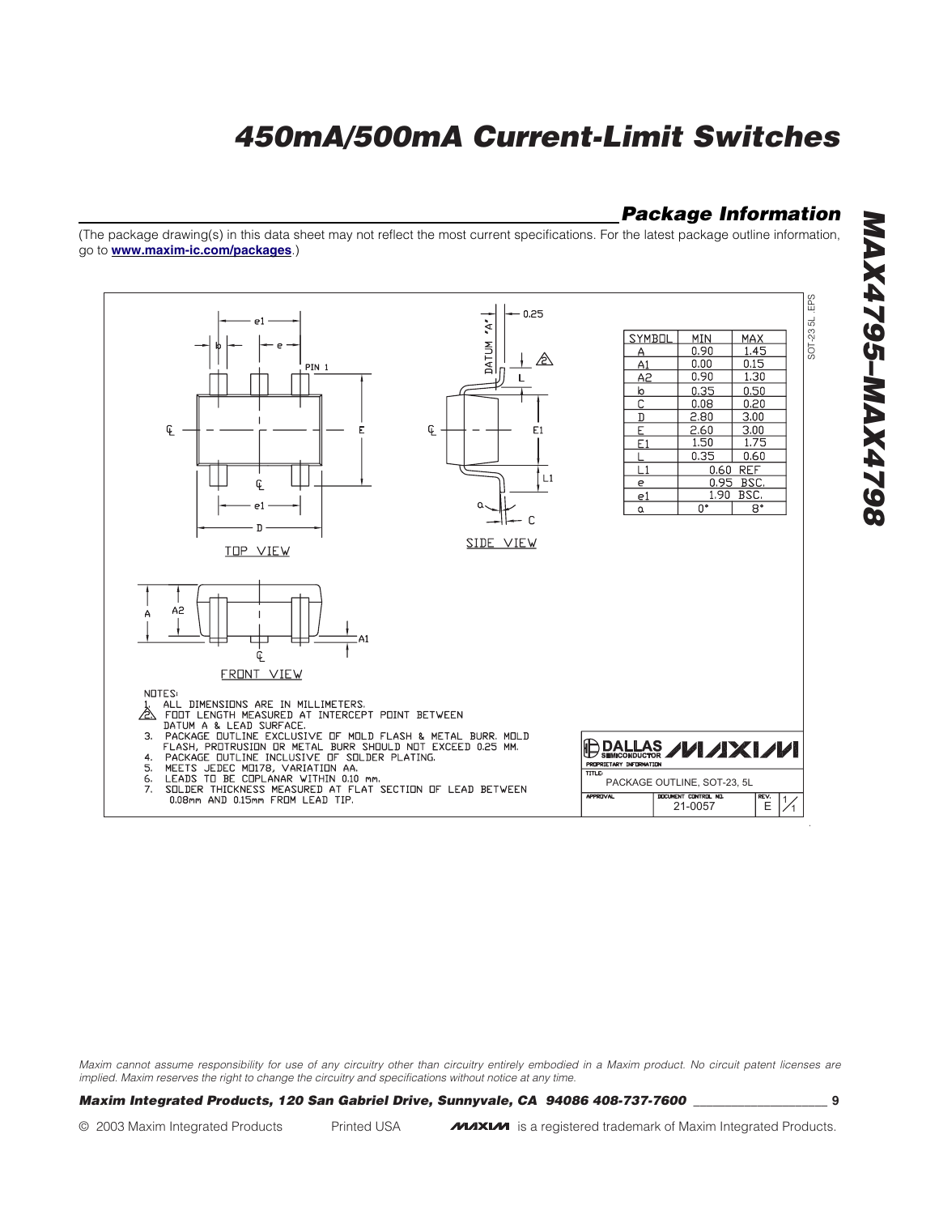## Package Information

(The package drawing(s) in this data sheet may not reflect the most current specifications. For the latest package outline information, go to **www.maxim-ic.com/packages**.)

| SYMBOL | MIN | MAX |
|---|---|---|
| A | 0.90 | 1.45 |
| A1 | 0.00 | 0.15 |
| A2 | 0.90 | 1.30 |
| b | 0.35 | 0.50 |
| C | 0.08 | 0.20 |
| D | 2.80 | 3.00 |
| E | 2.60 | 3.00 |
| E1 | 1.50 | 1.75 |
| L | 0.35 | 0.60 |
| L1 | 0.60 REF | |
| e | 0.95 BSC. | |
| e1 | 1.90 BSC. | |
| α | 0° | 8° |

TOP VIEW

SIDE VIEW

FRONT VIEW

NOTES:
1. ALL DIMENSIONS ARE IN MILLIMETERS.
2. FOOT LENGTH MEASURED AT INTERCEPT POINT BETWEEN DATUM A & LEAD SURFACE.
3. PACKAGE OUTLINE EXCLUSIVE OF MOLD FLASH & METAL BURR. MOLD FLASH, PROTRUSION OR METAL BURR SHOULD NOT EXCEED 0.25 MM.
4. PACKAGE OUTLINE INCLUSIVE OF SOLDER PLATING.
5. MEETS JEDEC MO178, VARIATION AA.
6. LEADS TO BE COPLANAR WITHIN 0.10 mm.
7. SOLDER THICKNESS MEASURED AT FLAT SECTION OF LEAD BETWEEN 0.08mm AND 0.15mm FROM LEAD TIP.

DALLAS SEMICONDUCTOR / MAXIM — PROPRIETARY INFORMATION

TITLE: PACKAGE OUTLINE, SOT-23, 5L

DOCUMENT CONTROL NO. 21-0057 REV. E 1/1

*Maxim cannot assume responsibility for use of any circuitry other than circuitry entirely embodied in a Maxim product. No circuit patent licenses are implied. Maxim reserves the right to change the circuitry and specifications without notice at any time.*

***Maxim Integrated Products, 120 San Gabriel Drive, Sunnyvale, CA 94086 408-737-7600***

© 2003 Maxim Integrated Products Printed USA MAXIM is a registered trademark of Maxim Integrated Products.